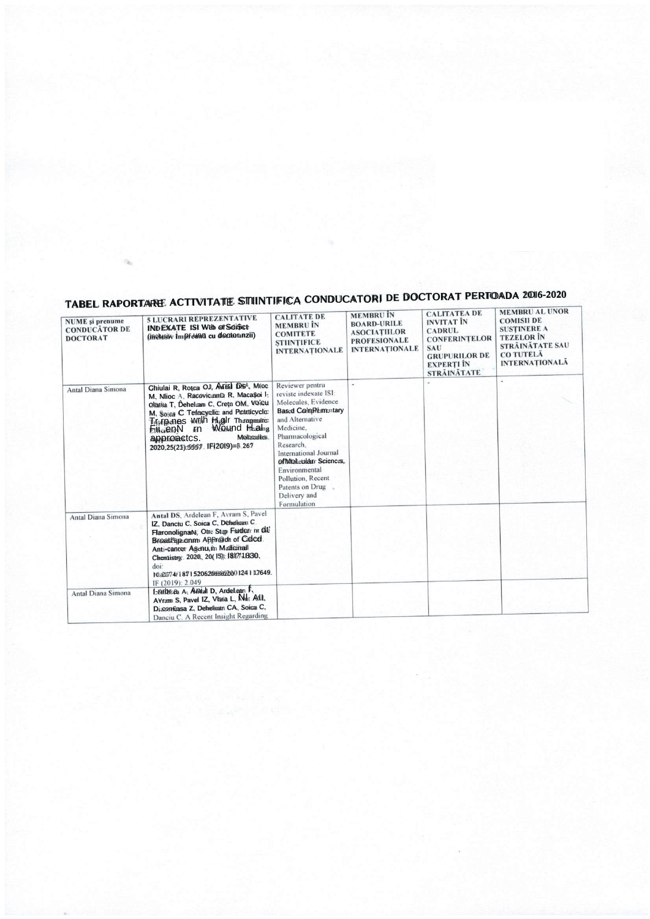# TABEL RAPORTARE ACTIVITATE STIINTIFICA CONDUCATORI DE DOCTORAT PERIOADA 2016-2020

| NUME și prenume CONDUCĂTOR DE DOCTORAT | 5 LUCRARI REPREZENTATIVE INDEXATE ISI Web of Science (inclusiv împreună cu doctoranzii) | CALITATE DE MEMBRU ÎN COMITETE ȘTIINȚIFICE INTERNAȚIONALE | MEMBRU ÎN BOARD-URILE ASOCIAȚIILOR PROFESIONALE INTERNAȚIONALE | CALITATEA DE INVITAT ÎN CADRUL CONFERINȚELOR SAU GRUPURILOR DE EXPERȚI ÎN STRĂINĂTATE | MEMBRU AL UNOR COMISII DE SUSȚINERE A TEZELOR ÎN STRĂINĂTATE SAU CO TUTELĂ INTERNAȚIONALĂ |
|---|---|---|---|---|---|
| Antal Diana Simona | Ghiulai R, Roșca OJ, Antal DS, Mioc M, Mioc A, Racoviceanu R, Macașoi I, Olariu T, Dehelean C, Crețu OM, Voicu M, Șoica C. Tetracyclic and Pentacyclic Triterpenes with High Therapeutic Efficiency in Wound Healing Approaches. Molecules. 2020,25(23):5557. IF(2019)=3.267 | Reviewer pentru reviste indexate ISI: Molecules, Evidence Based Complementary and Alternative Medicine, Pharmacological Research, International Journal of Molecular Sciences, Environmental Pollution, Recent Patents on Drug Delivery and Formulation | - | - | - |
| Antal Diana Simona | Antal DS, Ardelean F, Avram S, Pavel IZ, Danciu C, Soica C, Dehelean C. Flavonolignans: One Step Further in the Broad-spectrum Approach of Cancer. Anti-cancer Agents in Medicinal Chemistry. 2020, 20(15):1817-1830. doi: 10.2174/1871520620666200124117649. IF (2019): 2.049 | | | | |
| Antal Diana Simona | Lombrea A, Antal D, Ardelean F, Avram S, Pavel IZ, Vlaia L, Mut AM, Diaconeasa Z, Dehelean CA, Soica C, Danciu C. A Recent Insight Regarding | | | | |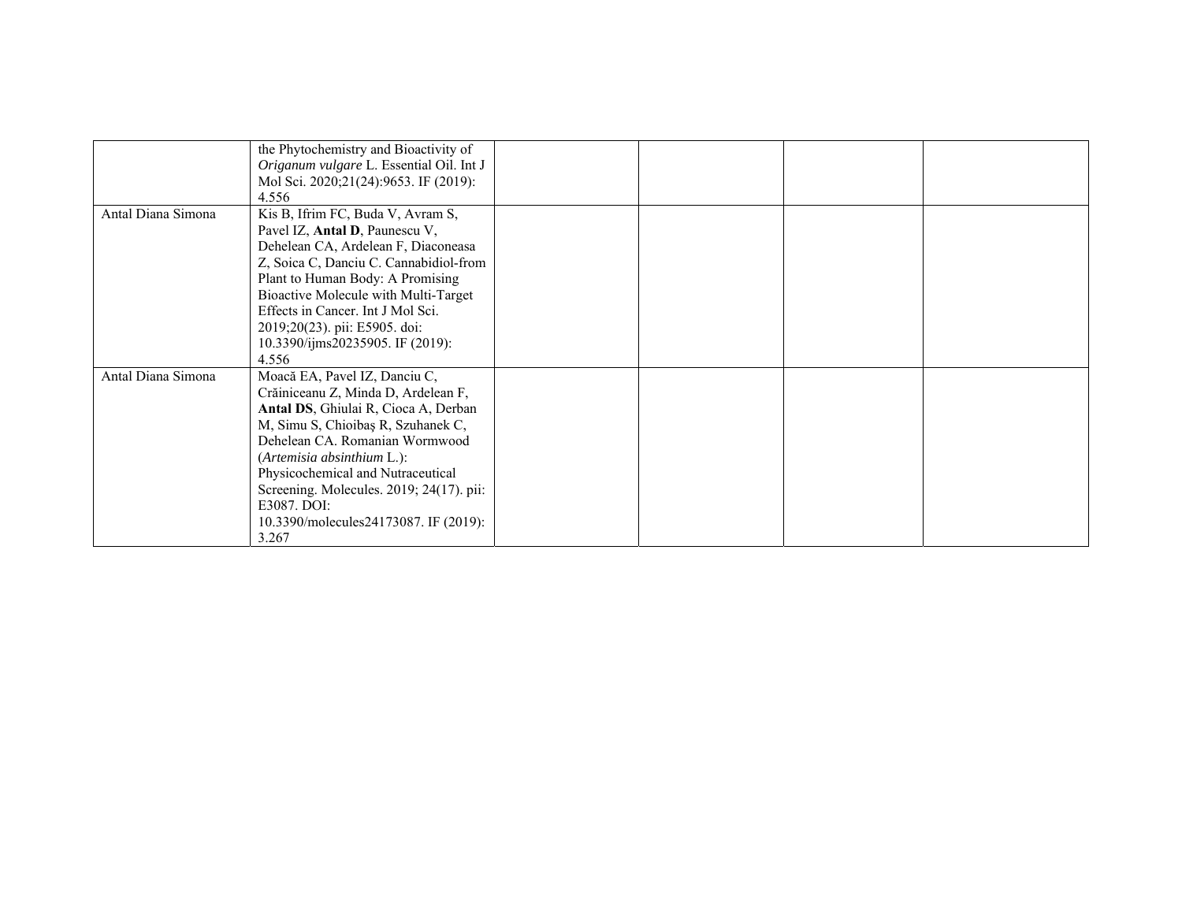| | | | | | |
|---|---|---|---|---|---|
| | the Phytochemistry and Bioactivity of *Origanum vulgare* L. Essential Oil. Int J Mol Sci. 2020;21(24):9653. IF (2019): 4.556 | | | | |
| Antal Diana Simona | Kis B, Ifrim FC, Buda V, Avram S, Pavel IZ, **Antal D**, Paunescu V, Dehelean CA, Ardelean F, Diaconeasa Z, Soica C, Danciu C. Cannabidiol-from Plant to Human Body: A Promising Bioactive Molecule with Multi-Target Effects in Cancer. Int J Mol Sci. 2019;20(23). pii: E5905. doi: 10.3390/ijms20235905. IF (2019): 4.556 | | | | |
| Antal Diana Simona | Moacă EA, Pavel IZ, Danciu C, Crăiniceanu Z, Minda D, Ardelean F, **Antal DS**, Ghiulai R, Cioca A, Derban M, Simu S, Chioibaş R, Szuhanek C, Dehelean CA. Romanian Wormwood (*Artemisia absinthium* L.): Physicochemical and Nutraceutical Screening. Molecules. 2019; 24(17). pii: E3087. DOI: 10.3390/molecules24173087. IF (2019): 3.267 | | | | |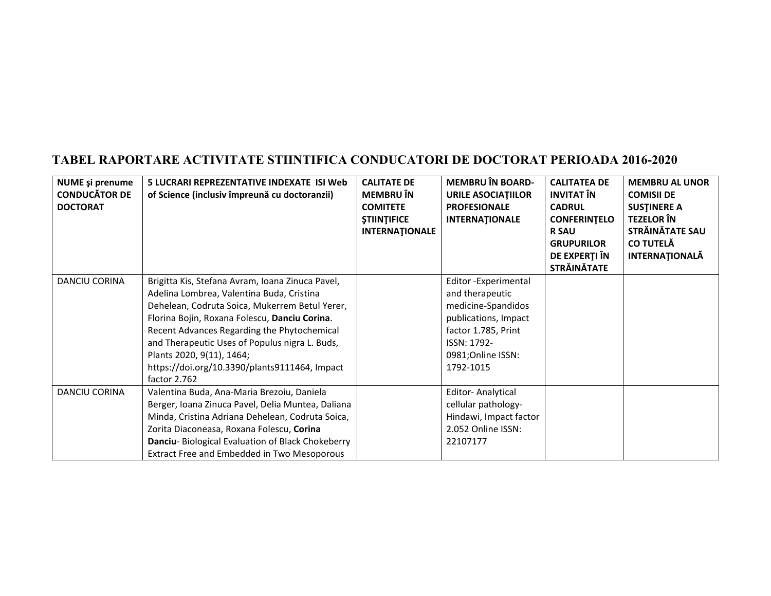# TABEL RAPORTARE ACTIVITATE STIINTIFICA CONDUCATORI DE DOCTORAT PERIOADA 2016-2020

| NUME şi prenume CONDUCĂTOR DE DOCTORAT | 5 LUCRARI REPREZENTATIVE INDEXATE ISI Web of Science (inclusiv împreună cu doctoranzii) | CALITATE DE MEMBRU ÎN COMITETE ŞTIINŢIFICE INTERNAŢIONALE | MEMBRU ÎN BOARD-URILE ASOCIAŢIILOR PROFESIONALE INTERNAŢIONALE | CALITATEA DE INVITAT ÎN CADRUL CONFERINŢELOR SAU GRUPURILOR DE EXPERŢI ÎN STRĂINĂTATE | MEMBRU AL UNOR COMISII DE SUSŢINERE A TEZELOR ÎN STRĂINĂTATE SAU CO TUTELĂ INTERNAŢIONALĂ |
|---|---|---|---|---|---|
| DANCIU CORINA | Brigitta Kis, Stefana Avram, Ioana Zinuca Pavel, Adelina Lombrea, Valentina Buda, Cristina Dehelean, Codruta Soica, Mukerrem Betul Yerer, Florina Bojin, Roxana Folescu, **Danciu Corina**. Recent Advances Regarding the Phytochemical and Therapeutic Uses of Populus nigra L. Buds, Plants 2020, 9(11), 1464; https://doi.org/10.3390/plants9111464, Impact factor 2.762 | | Editor -Experimental and therapeutic medicine-Spandidos publications, Impact factor 1.785, Print ISSN: 1792-0981;Online ISSN: 1792-1015 | | |
| DANCIU CORINA | Valentina Buda, Ana-Maria Brezoiu, Daniela Berger, Ioana Zinuca Pavel, Delia Muntea, Daliana Minda, Cristina Adriana Dehelean, Codruta Soica, Zorita Diaconeasa, Roxana Folescu, **Corina Danciu**- Biological Evaluation of Black Chokeberry Extract Free and Embedded in Two Mesoporous | | Editor- Analytical cellular pathology-Hindawi, Impact factor 2.052 Online ISSN: 22107177 | | |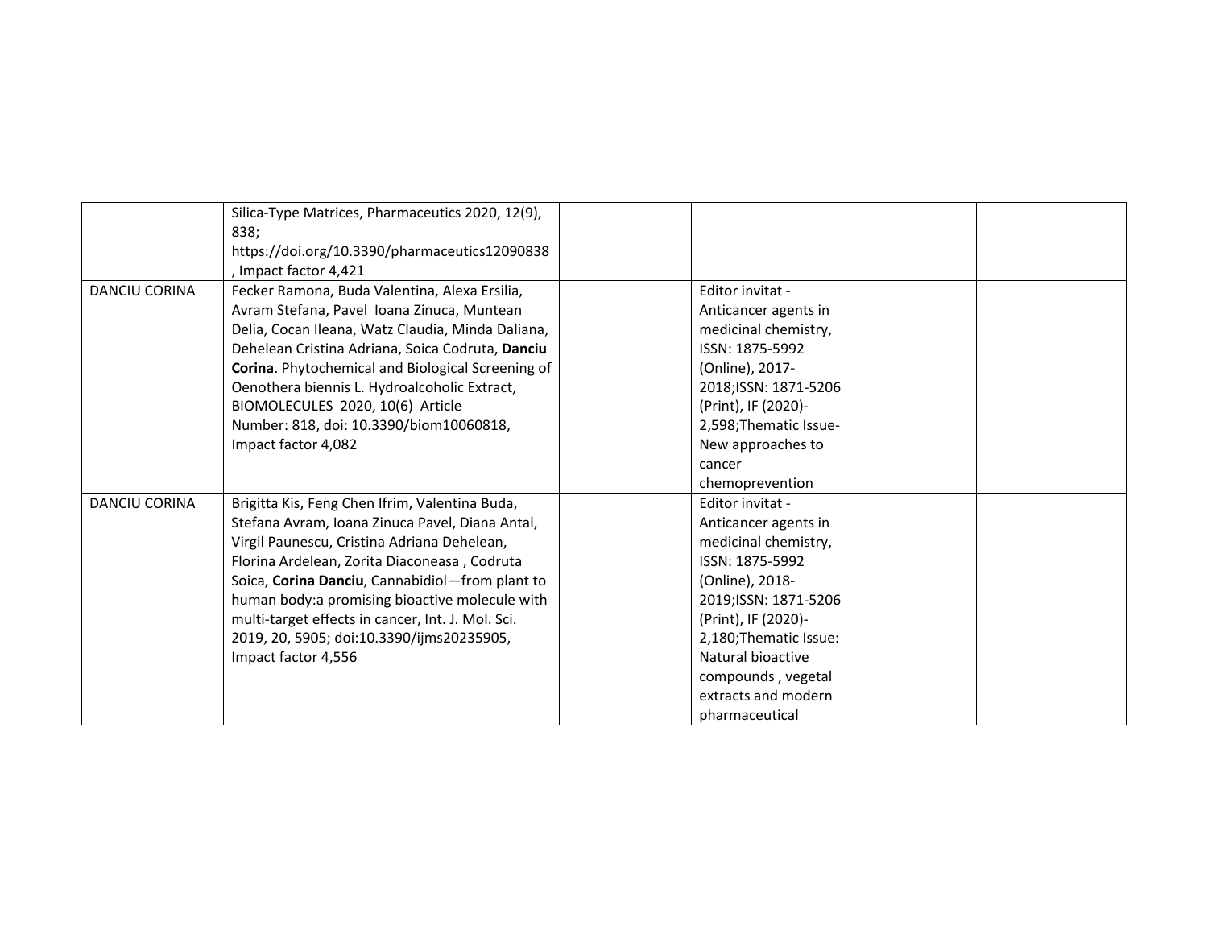| | | | | | |
|---|---|---|---|---|---|
| | Silica-Type Matrices, Pharmaceutics 2020, 12(9), 838; https://doi.org/10.3390/pharmaceutics12090838 , Impact factor 4,421 | | | | |
| DANCIU CORINA | Fecker Ramona, Buda Valentina, Alexa Ersilia, Avram Stefana, Pavel Ioana Zinuca, Muntean Delia, Cocan Ileana, Watz Claudia, Minda Daliana, Dehelean Cristina Adriana, Soica Codruta, **Danciu Corina**. Phytochemical and Biological Screening of Oenothera biennis L. Hydroalcoholic Extract, BIOMOLECULES 2020, 10(6) Article Number: 818, doi: 10.3390/biom10060818, Impact factor 4,082 | | Editor invitat - Anticancer agents in medicinal chemistry, ISSN: 1875-5992 (Online), 2017-2018;ISSN: 1871-5206 (Print), IF (2020)- 2,598;Thematic Issue- New approaches to cancer chemoprevention | | |
| DANCIU CORINA | Brigitta Kis, Feng Chen Ifrim, Valentina Buda, Stefana Avram, Ioana Zinuca Pavel, Diana Antal, Virgil Paunescu, Cristina Adriana Dehelean, Florina Ardelean, Zorita Diaconeasa , Codruta Soica, **Corina Danciu**, Cannabidiol—from plant to human body:a promising bioactive molecule with multi-target effects in cancer, Int. J. Mol. Sci. 2019, 20, 5905; doi:10.3390/ijms20235905, Impact factor 4,556 | | Editor invitat - Anticancer agents in medicinal chemistry, ISSN: 1875-5992 (Online), 2018-2019;ISSN: 1871-5206 (Print), IF (2020)- 2,180;Thematic Issue: Natural bioactive compounds , vegetal extracts and modern pharmaceutical | | |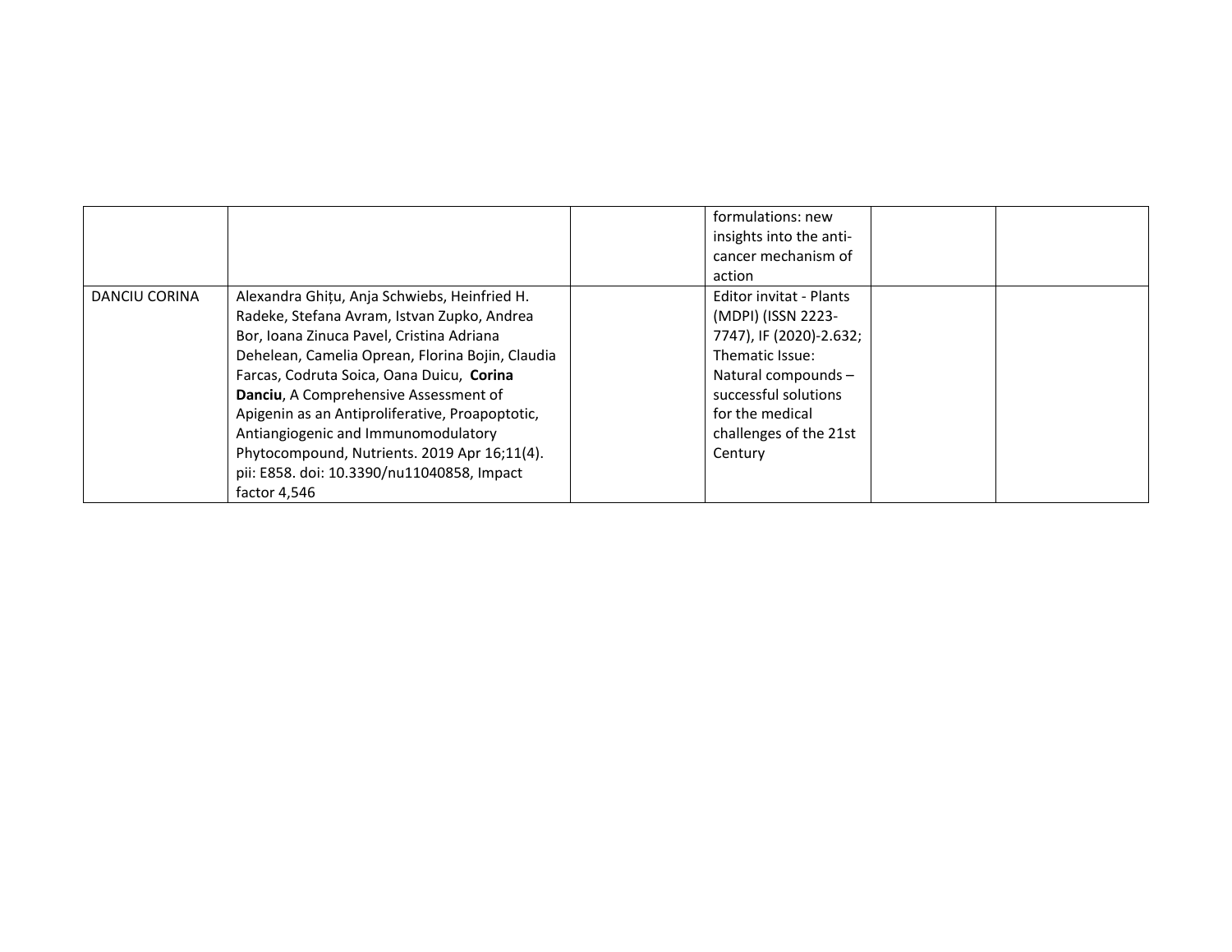|  |  |  |  |  |  |
|---|---|---|---|---|---|
|  |  |  | formulations: new insights into the anti-cancer mechanism of action |  |  |
| DANCIU CORINA | Alexandra Ghițu, Anja Schwiebs, Heinfried H. Radeke, Stefana Avram, Istvan Zupko, Andrea Bor, Ioana Zinuca Pavel, Cristina Adriana Dehelean, Camelia Oprean, Florina Bojin, Claudia Farcas, Codruta Soica, Oana Duicu, **Corina Danciu**, A Comprehensive Assessment of Apigenin as an Antiproliferative, Proapoptotic, Antiangiogenic and Immunomodulatory Phytocompound, Nutrients. 2019 Apr 16;11(4). pii: E858. doi: 10.3390/nu11040858, Impact factor 4,546 |  | Editor invitat - Plants (MDPI) (ISSN 2223-7747), IF (2020)-2.632; Thematic Issue: Natural compounds – successful solutions for the medical challenges of the 21st Century |  |  |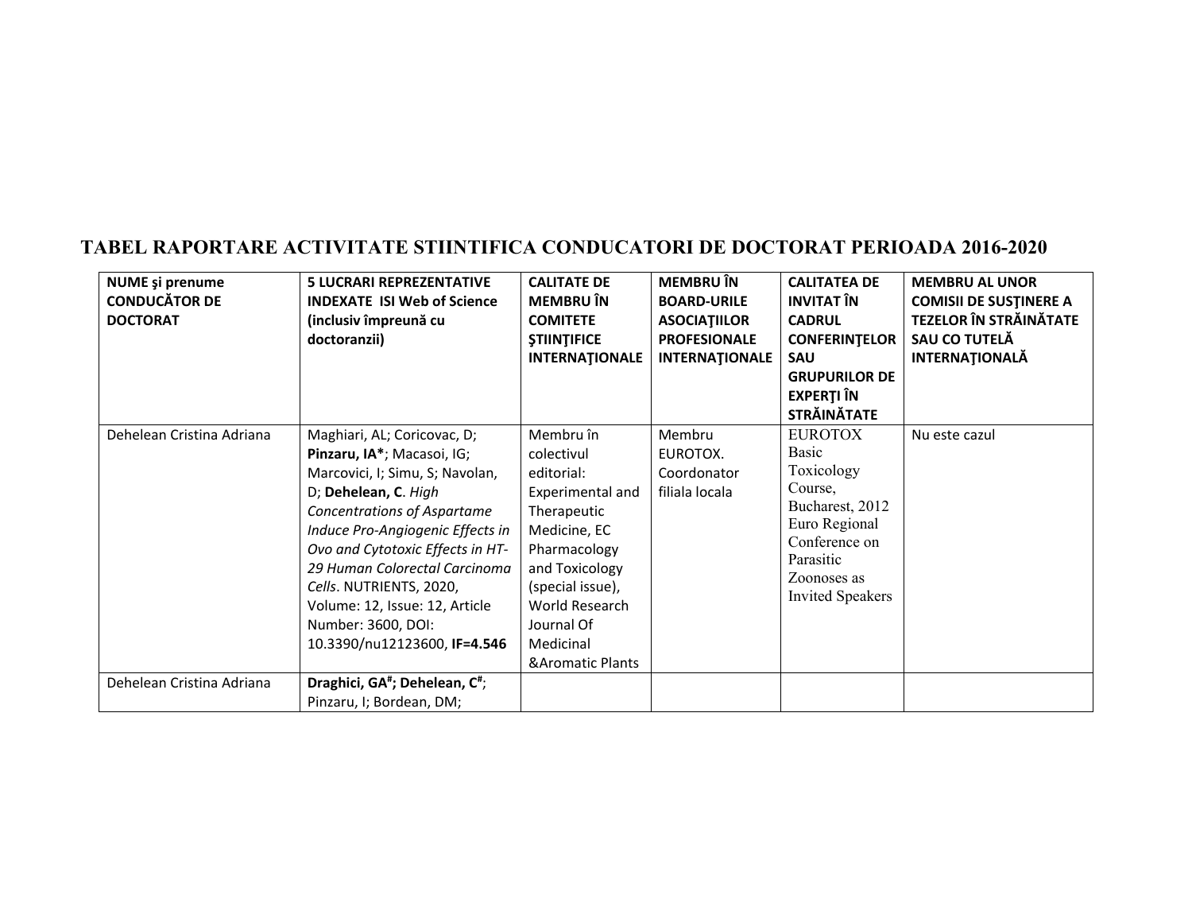# TABEL RAPORTARE ACTIVITATE STIINTIFICA CONDUCATORI DE DOCTORAT PERIOADA 2016-2020

| NUME şi prenume CONDUCĂTOR DE DOCTORAT | 5 LUCRARI REPREZENTATIVE INDEXATE ISI Web of Science (inclusiv împreună cu doctoranzii) | CALITATE DE MEMBRU ÎN COMITETE ŞTIINŢIFICE INTERNAŢIONALE | MEMBRU ÎN BOARD-URILE ASOCIAŢIILOR PROFESIONALE INTERNAŢIONALE | CALITATEA DE INVITAT ÎN CADRUL CONFERINŢELOR SAU GRUPURILOR DE EXPERŢI ÎN STRĂINĂTATE | MEMBRU AL UNOR COMISII DE SUSŢINERE A TEZELOR ÎN STRĂINĂTATE SAU CO TUTELĂ INTERNAŢIONALĂ |
|---|---|---|---|---|---|
| Dehelean Cristina Adriana | Maghiari, AL; Coricovac, D; **Pinzaru, IA***; Macasoi, IG; Marcovici, I; Simu, S; Navolan, D; **Dehelean, C**. *High Concentrations of Aspartame Induce Pro-Angiogenic Effects in Ovo and Cytotoxic Effects in HT-29 Human Colorectal Carcinoma Cells*. NUTRIENTS, 2020, Volume: 12, Issue: 12, Article Number: 3600, DOI: 10.3390/nu12123600, **IF=4.546** | Membru în colectivul editorial: Experimental and Therapeutic Medicine, EC Pharmacology and Toxicology (special issue), World Research Journal Of Medicinal &Aromatic Plants | Membru EUROTOX. Coordonator filiala locala | EUROTOX Basic Toxicology Course, Bucharest, 2012 Euro Regional Conference on Parasitic Zoonoses as Invited Speakers | Nu este cazul |
| Dehelean Cristina Adriana | **Draghici, GA#; Dehelean, C#**; Pinzaru, I; Bordean, DM; | | | | |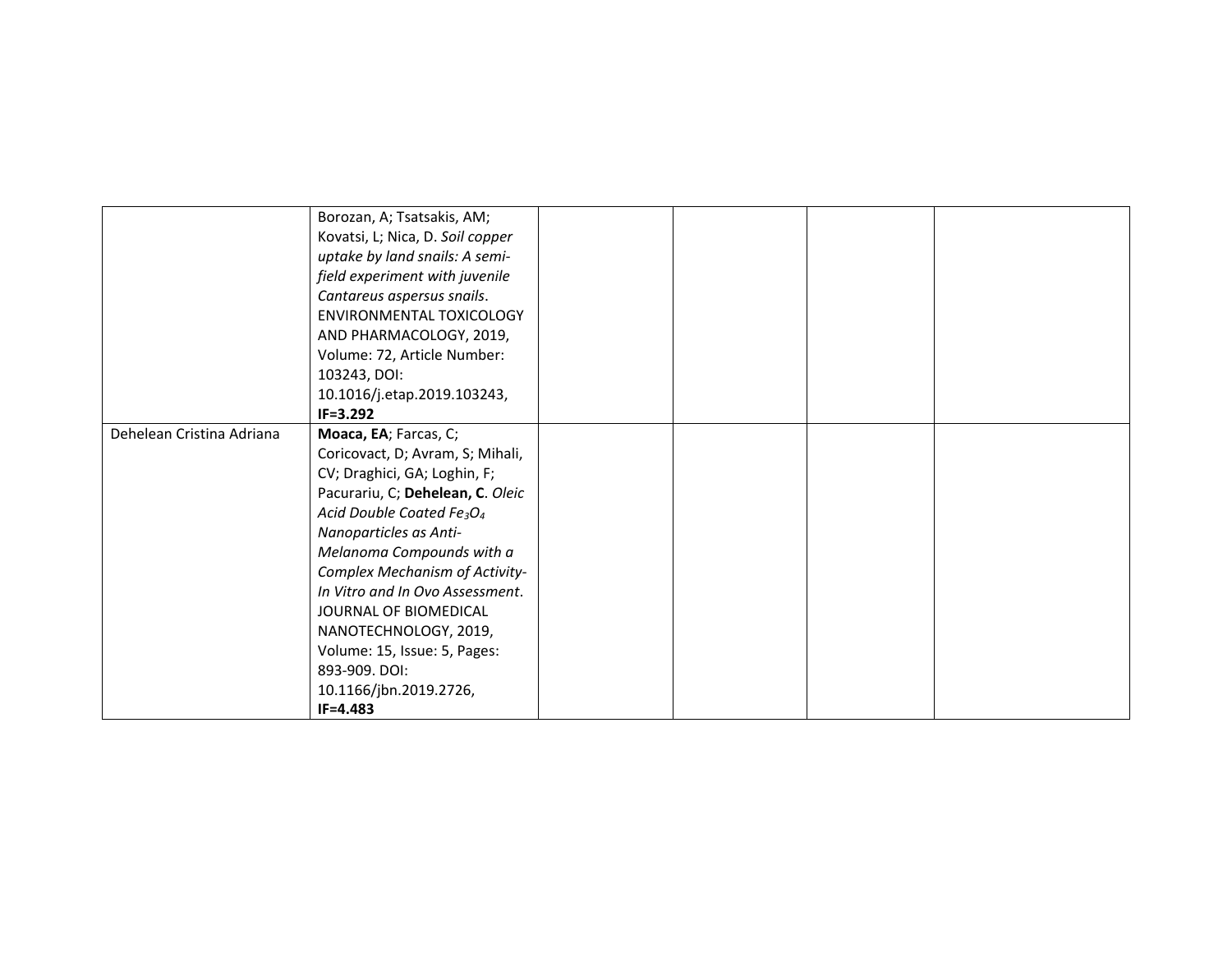|  |  |  |  |  |  |
|---|---|---|---|---|---|
|  | Borozan, A; Tsatsakis, AM; Kovatsi, L; Nica, D. *Soil copper uptake by land snails: A semi-field experiment with juvenile Cantareus aspersus snails*. ENVIRONMENTAL TOXICOLOGY AND PHARMACOLOGY, 2019, Volume: 72, Article Number: 103243, DOI: 10.1016/j.etap.2019.103243, **IF=3.292** |  |  |  |  |
| Dehelean Cristina Adriana | **Moaca, EA**; Farcas, C; Coricovact, D; Avram, S; Mihali, CV; Draghici, GA; Loghin, F; Pacurariu, C; **Dehelean, C**. *Oleic Acid Double Coated $Fe_3O_4$ Nanoparticles as Anti-Melanoma Compounds with a Complex Mechanism of Activity-In Vitro and In Ovo Assessment*. JOURNAL OF BIOMEDICAL NANOTECHNOLOGY, 2019, Volume: 15, Issue: 5, Pages: 893-909. DOI: 10.1166/jbn.2019.2726, **IF=4.483** |  |  |  |  |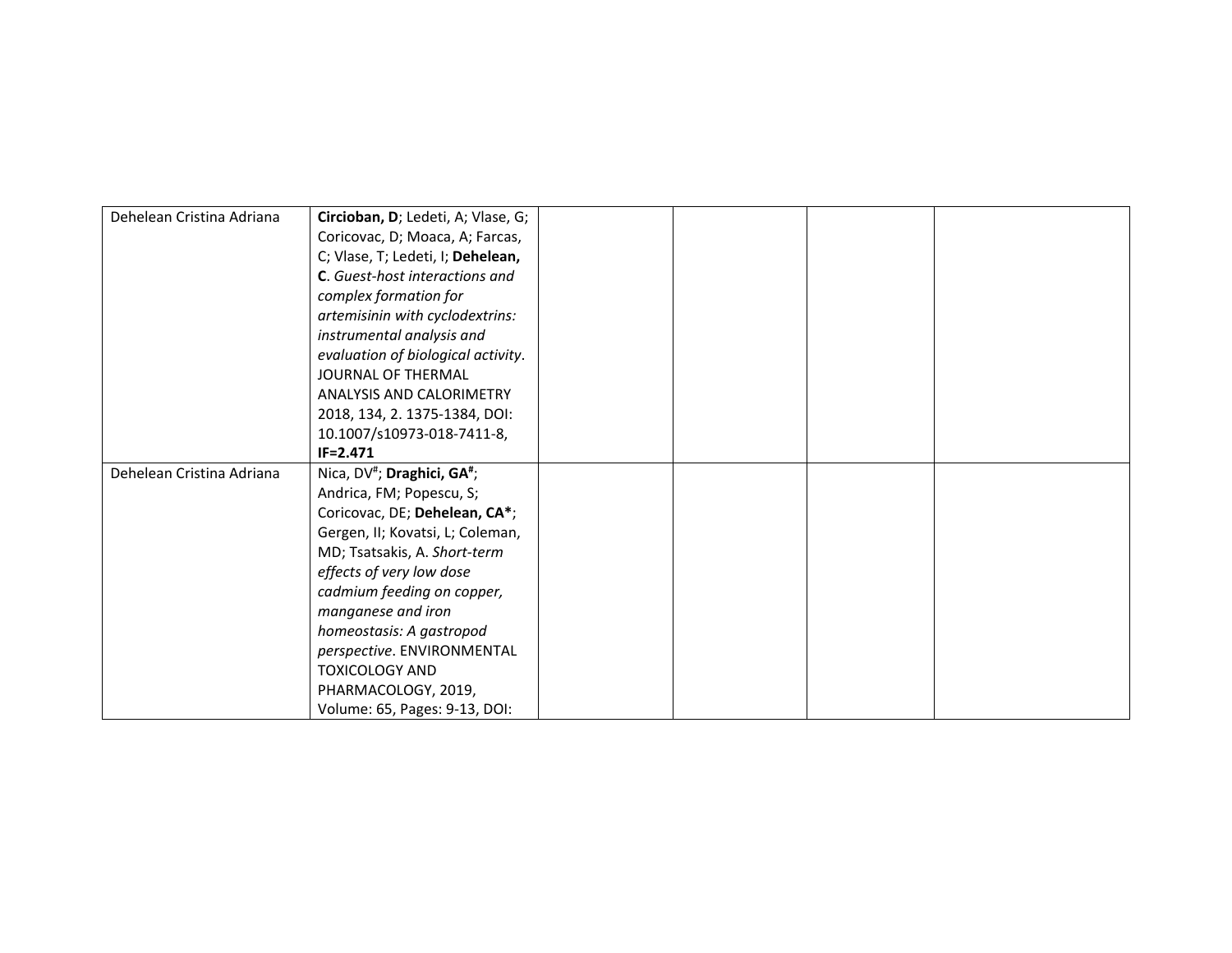| | | | | | |
|---|---|---|---|---|---|
| Dehelean Cristina Adriana | **Circioban, D**; Ledeti, A; Vlase, G; Coricovac, D; Moaca, A; Farcas, C; Vlase, T; Ledeti, I; **Dehelean, C**. *Guest-host interactions and complex formation for artemisinin with cyclodextrins: instrumental analysis and evaluation of biological activity*. JOURNAL OF THERMAL ANALYSIS AND CALORIMETRY 2018, 134, 2. 1375-1384, DOI: 10.1007/s10973-018-7411-8, **IF=2.471** | | | | |
| Dehelean Cristina Adriana | Nica, DV[#]; **Draghici, GA[#]**; Andrica, FM; Popescu, S; Coricovac, DE; **Dehelean, CA***; Gergen, II; Kovatsi, L; Coleman, MD; Tsatsakis, A. *Short-term effects of very low dose cadmium feeding on copper, manganese and iron homeostasis: A gastropod perspective*. ENVIRONMENTAL TOXICOLOGY AND PHARMACOLOGY, 2019, Volume: 65, Pages: 9-13, DOI: | | | | |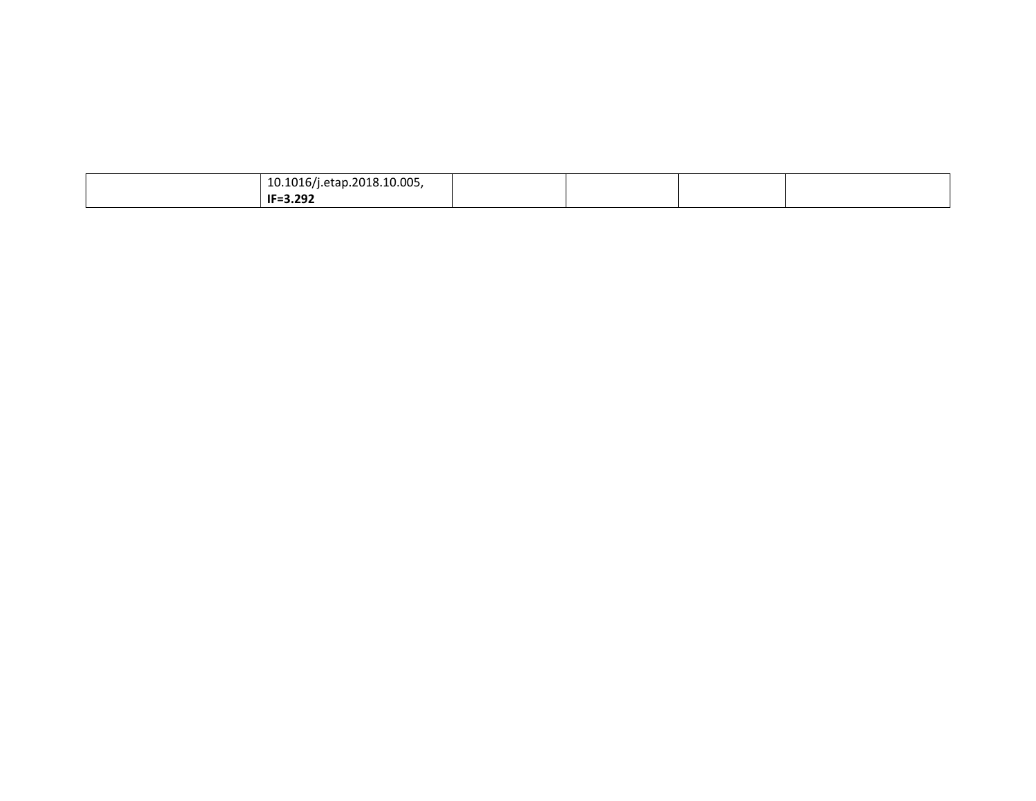| | | | | | |
|---|---|---|---|---|---|
| | 10.1016/j.etap.2018.10.005, **IF=3.292** | | | | |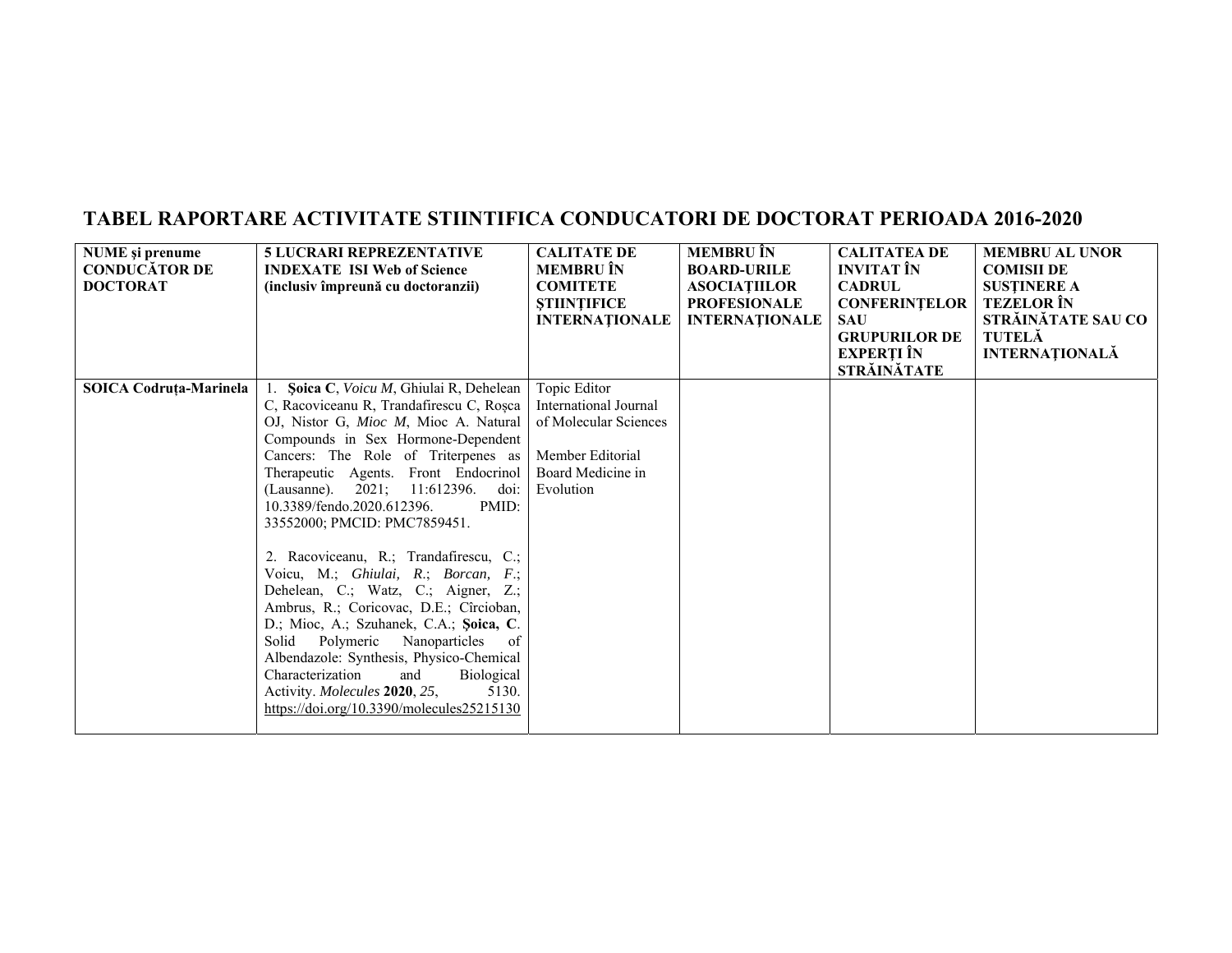# TABEL RAPORTARE ACTIVITATE STIINTIFICA CONDUCATORI DE DOCTORAT PERIOADA 2016-2020

| NUME şi prenume CONDUCĂTOR DE DOCTORAT | 5 LUCRARI REPREZENTATIVE INDEXATE ISI Web of Science (inclusiv împreună cu doctoranzii) | CALITATE DE MEMBRU ÎN COMITETE ŞTIINŢIFICE INTERNAŢIONALE | MEMBRU ÎN BOARD-URILE ASOCIAŢIILOR PROFESIONALE INTERNAŢIONALE | CALITATEA DE INVITAT ÎN CADRUL CONFERINŢELOR SAU GRUPURILOR DE EXPERŢI ÎN STRĂINĂTATE | MEMBRU AL UNOR COMISII DE SUSŢINERE A TEZELOR ÎN STRĂINĂTATE SAU CO TUTELĂ INTERNAŢIONALĂ |
|---|---|---|---|---|---|
| **SOICA Codruța-Marinela** | 1. **Şoica C**, *Voicu M*, Ghiulai R, Dehelean C, Racoviceanu R, Trandafirescu C, Roșca OJ, Nistor G, *Mioc M*, Mioc A. Natural Compounds in Sex Hormone-Dependent Cancers: The Role of Triterpenes as Therapeutic Agents. Front Endocrinol (Lausanne). 2021; 11:612396. doi: 10.3389/fendo.2020.612396. PMID: 33552000; PMCID: PMC7859451.<br><br>2. Racoviceanu, R.; Trandafirescu, C.; Voicu, M.; *Ghiulai, R.*; *Borcan, F.*; Dehelean, C.; Watz, C.; Aigner, Z.; Ambrus, R.; Coricovac, D.E.; Cîrcioban, D.; Mioc, A.; Szuhanek, C.A.; **Şoica, C**. Solid Polymeric Nanoparticles of Albendazole: Synthesis, Physico-Chemical Characterization and Biological Activity. *Molecules* **2020**, *25*, 5130. https://doi.org/10.3390/molecules25215130 | Topic Editor International Journal of Molecular Sciences<br><br>Member Editorial Board Medicine in Evolution | | | |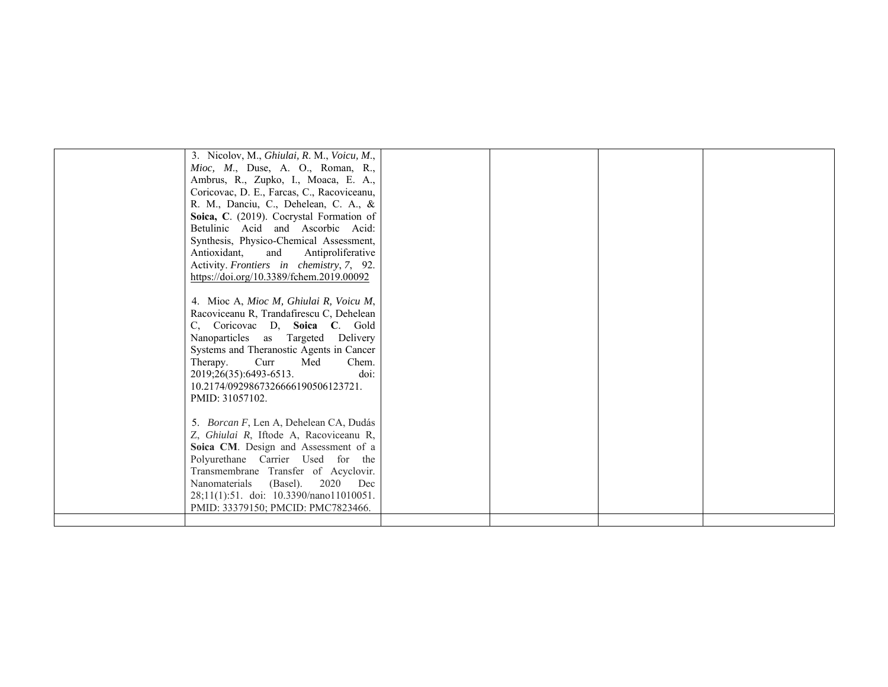| | | | | | |
|---|---|---|---|---|---|
| | 3. Nicolov, M., *Ghiulai, R*. M., *Voicu, M*., *Mioc, M*., Duse, A. O., Roman, R., Ambrus, R., Zupko, I., Moaca, E. A., Coricovac, D. E., Farcas, C., Racoviceanu, R. M., Danciu, C., Dehelean, C. A., & **Soica, C**. (2019). Cocrystal Formation of Betulinic Acid and Ascorbic Acid: Synthesis, Physico-Chemical Assessment, Antioxidant, and Antiproliferative Activity. *Frontiers in chemistry*, *7*, 92. https://doi.org/10.3389/fchem.2019.00092<br><br>4. Mioc A, *Mioc M, Ghiulai R, Voicu M*, Racoviceanu R, Trandafirescu C, Dehelean C, Coricovac D, **Soica C**. Gold Nanoparticles as Targeted Delivery Systems and Theranostic Agents in Cancer Therapy. Curr Med Chem. 2019;26(35):6493-6513. doi: 10.2174/0929867326666190506123721. PMID: 31057102.<br><br>5. *Borcan F*, Len A, Dehelean CA, Dudás Z, *Ghiulai R*, Iftode A, Racoviceanu R, **Soica CM**. Design and Assessment of a Polyurethane Carrier Used for the Transmembrane Transfer of Acyclovir. Nanomaterials (Basel). 2020 Dec 28;11(1):51. doi: 10.3390/nano11010051. PMID: 33379150; PMCID: PMC7823466. | | | | |
| | | | | | |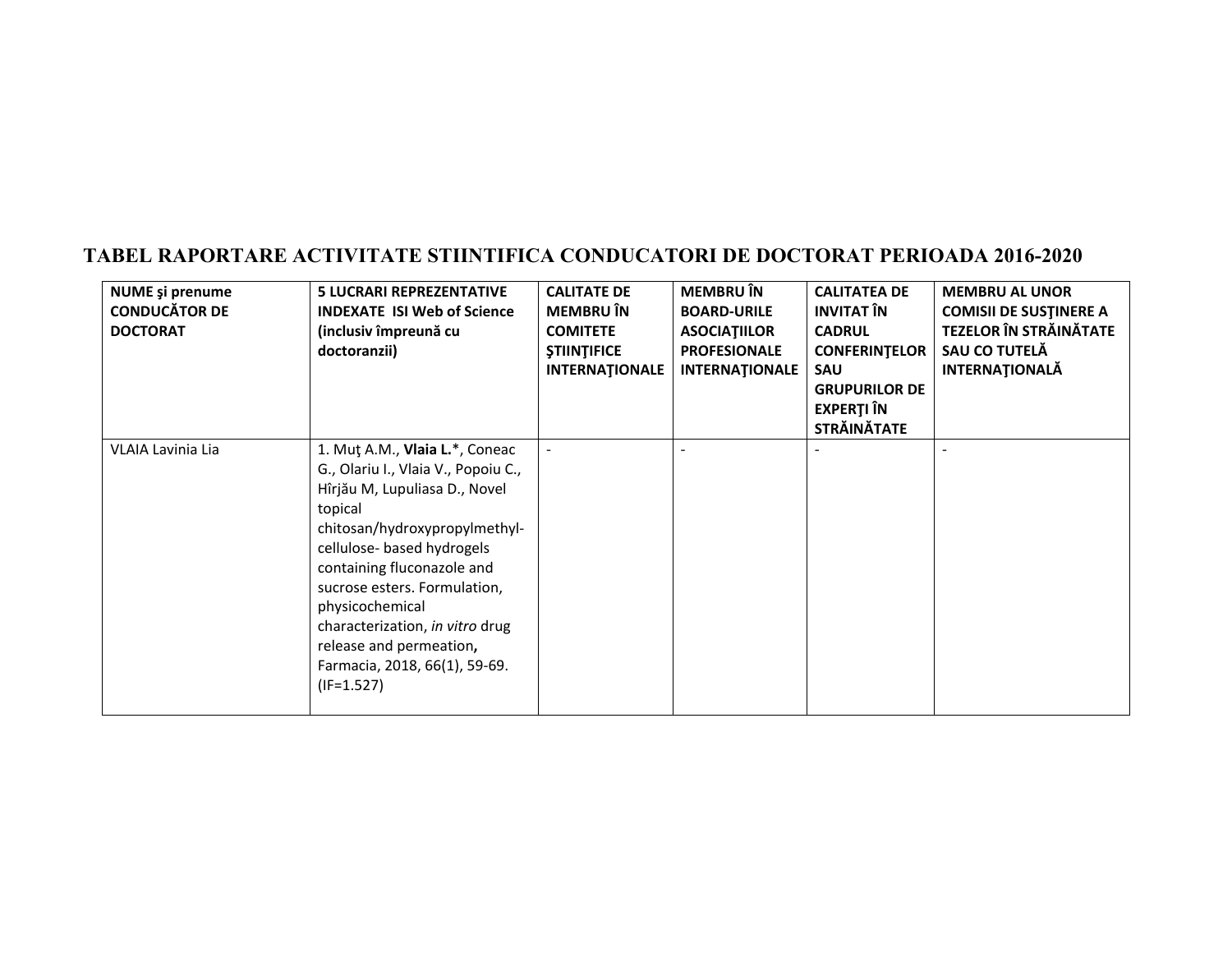## TABEL RAPORTARE ACTIVITATE STIINTIFICA CONDUCATORI DE DOCTORAT PERIOADA 2016-2020

| **NUME şi prenume CONDUCĂTOR DE DOCTORAT** | **5 LUCRARI REPREZENTATIVE INDEXATE ISI Web of Science (inclusiv împreună cu doctoranzii)** | **CALITATE DE MEMBRU ÎN COMITETE ŞTIINŢIFICE INTERNAŢIONALE** | **MEMBRU ÎN BOARD-URILE ASOCIAŢIILOR PROFESIONALE INTERNAŢIONALE** | **CALITATEA DE INVITAT ÎN CADRUL CONFERINŢELOR SAU GRUPURILOR DE EXPERŢI ÎN STRĂINĂTATE** | **MEMBRU AL UNOR COMISII DE SUSŢINERE A TEZELOR ÎN STRĂINĂTATE SAU CO TUTELĂ INTERNAŢIONALĂ** |
| --- | --- | --- | --- | --- | --- |
| VLAIA Lavinia Lia | 1. Muţ A.M., **Vlaia L.***, Coneac G., Olariu I., Vlaia V., Popoiu C., Hîrjău M, Lupuliasa D., Novel topical chitosan/hydroxypropylmethyl-cellulose- based hydrogels containing fluconazole and sucrose esters. Formulation, physicochemical characterization, *in vitro* drug release and permeation**,** Farmacia, 2018, 66(1), 59-69. (IF=1.527) | - | - | - | - |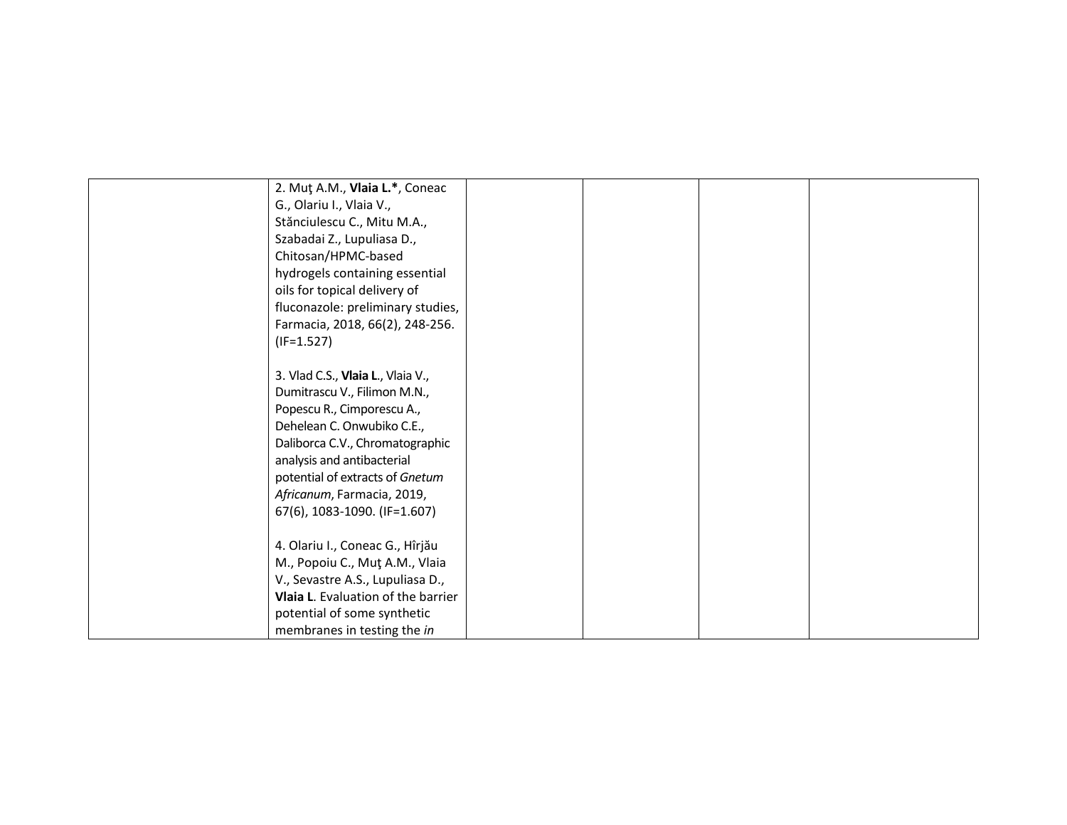|  | 2. Muţ A.M., **Vlaia L.***, Coneac G., Olariu I., Vlaia V., Stănciulescu C., Mitu M.A., Szabadai Z., Lupuliasa D., Chitosan/HPMC-based hydrogels containing essential oils for topical delivery of fluconazole: preliminary studies, Farmacia, 2018, 66(2), 248-256. (IF=1.527)<br><br>3. Vlad C.S., **Vlaia L.**, Vlaia V., Dumitrascu V., Filimon M.N., Popescu R., Cimporescu A., Dehelean C. Onwubiko C.E., Daliborca C.V., Chromatographic analysis and antibacterial potential of extracts of *Gnetum Africanum*, Farmacia, 2019, 67(6), 1083-1090. (IF=1.607)<br><br>4. Olariu I., Coneac G., Hîrjău M., Popoiu C., Muţ A.M., Vlaia V., Sevastre A.S., Lupuliasa D., **Vlaia L**. Evaluation of the barrier potential of some synthetic membranes in testing the *in* |  |  |  |  |
|---|---|---|---|---|---|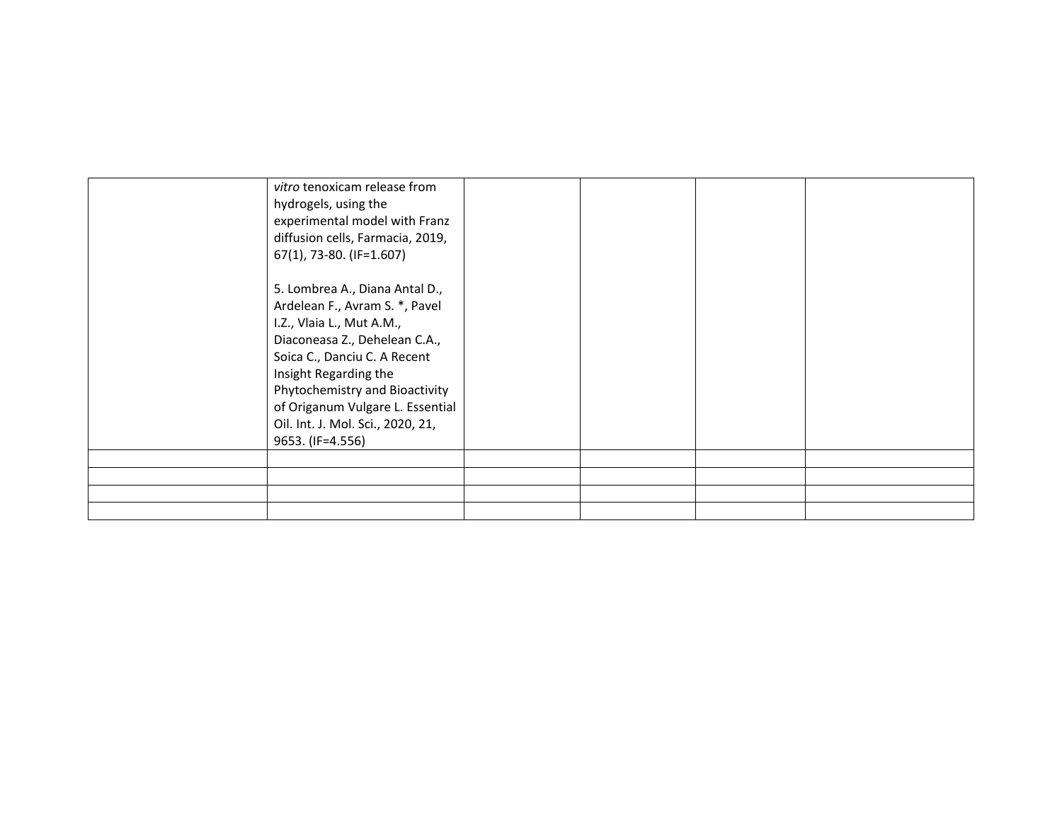| | | | | | |
|---|---|---|---|---|---|
| | *vitro* tenoxicam release from hydrogels, using the experimental model with Franz diffusion cells, Farmacia, 2019, 67(1), 73-80. (IF=1.607)<br><br>5. Lombrea A., Diana Antal D., Ardelean F., Avram S. *, Pavel I.Z., Vlaia L., Mut A.M., Diaconeasa Z., Dehelean C.A., Soica C., Danciu C. A Recent Insight Regarding the Phytochemistry and Bioactivity of Origanum Vulgare L. Essential Oil. Int. J. Mol. Sci., 2020, 21, 9653. (IF=4.556) | | | | |
| | | | | | |
| | | | | | |
| | | | | | |
| | | | | | |